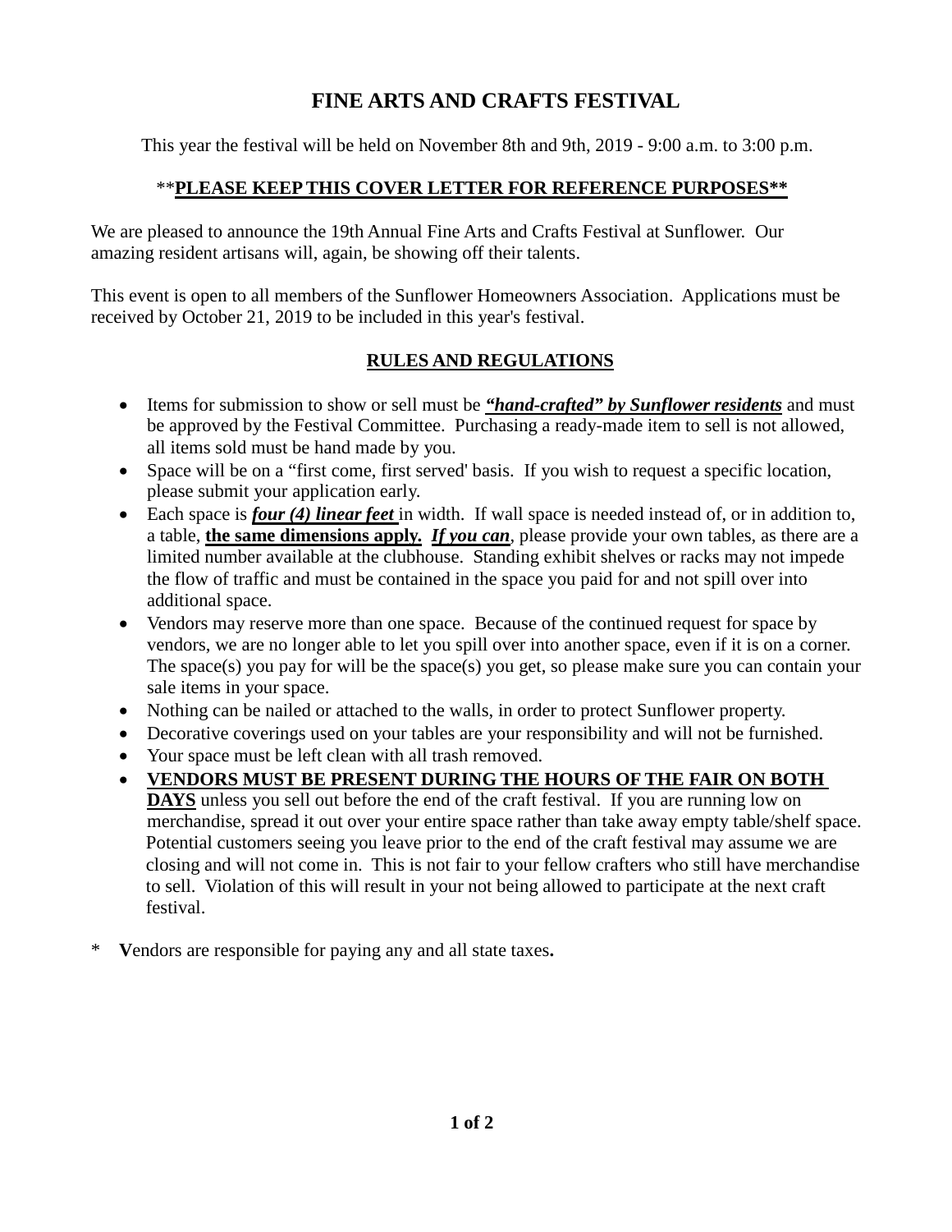# FINE ARTS AND CRAFTS FESTIVAL

This year the festival will be held on November 8th and 9th, 2019 - 9:00 a.m. to 3:00 p.m.

**\*\*PLEASE KEEP THIS COVER LETTER FOR REFERENCE PURPOSES\*\***

We are pleased to announce the 19th Annual Fine Arts and Crafts Festival at Sunflower. Our amazing resident artisans will, again, be showing off their talents.

This event is open to all members of the Sunflower Homeowners Association. Applications must be received by October 21, 2019 to be included in this year's festival.

## RULES AND REGULATIONS

- Items for submission to show or sell must be ***"hand-crafted" by Sunflower residents*** and must be approved by the Festival Committee. Purchasing a ready-made item to sell is not allowed, all items sold must be hand made by you.
- Space will be on a "first come, first served' basis. If you wish to request a specific location, please submit your application early.
- Each space is ***four (4) linear feet*** in width. If wall space is needed instead of, or in addition to, a table, **the same dimensions apply.** ***If you can***, please provide your own tables, as there are a limited number available at the clubhouse. Standing exhibit shelves or racks may not impede the flow of traffic and must be contained in the space you paid for and not spill over into additional space.
- Vendors may reserve more than one space. Because of the continued request for space by vendors, we are no longer able to let you spill over into another space, even if it is on a corner. The space(s) you pay for will be the space(s) you get, so please make sure you can contain your sale items in your space.
- Nothing can be nailed or attached to the walls, in order to protect Sunflower property.
- Decorative coverings used on your tables are your responsibility and will not be furnished.
- Your space must be left clean with all trash removed.
- **VENDORS MUST BE PRESENT DURING THE HOURS OF THE FAIR ON BOTH DAYS** unless you sell out before the end of the craft festival. If you are running low on merchandise, spread it out over your entire space rather than take away empty table/shelf space. Potential customers seeing you leave prior to the end of the craft festival may assume we are closing and will not come in. This is not fair to your fellow crafters who still have merchandise to sell. Violation of this will result in your not being allowed to participate at the next craft festival.

\* **V**endors are responsible for paying any and all state taxes**.**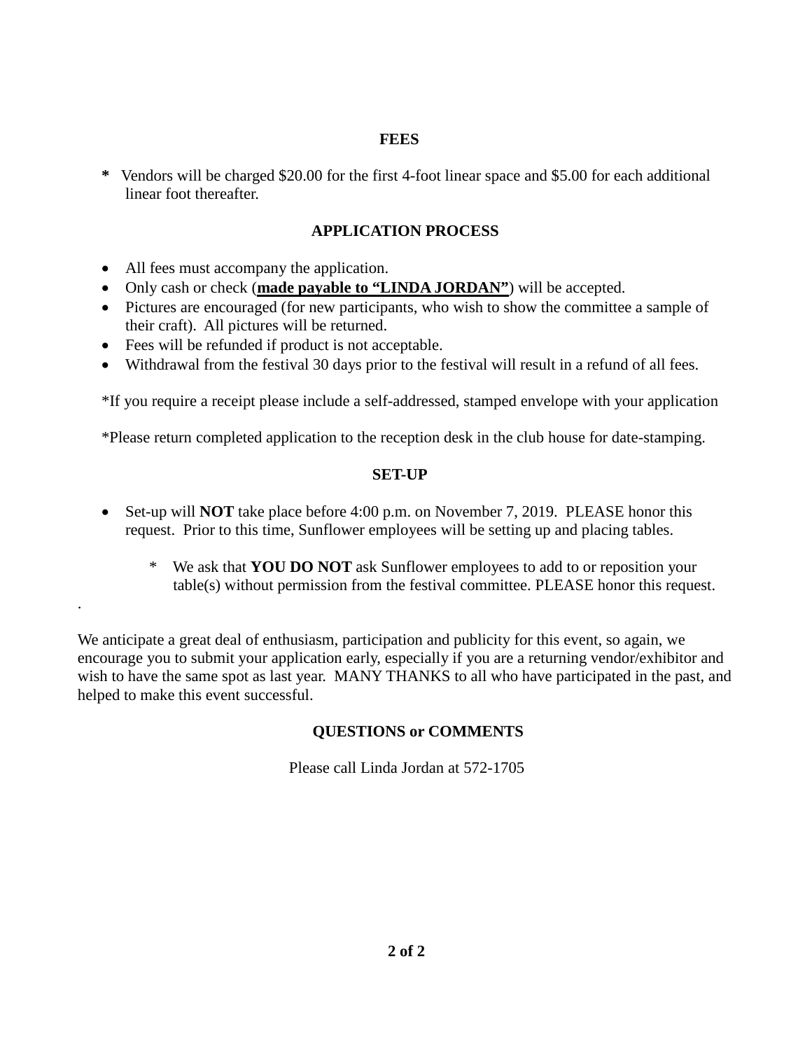## FEES

* Vendors will be charged $20.00 for the first 4-foot linear space and $5.00 for each additional linear foot thereafter.

## APPLICATION PROCESS

- All fees must accompany the application.
- Only cash or check (**made payable to "LINDA JORDAN"**) will be accepted.
- Pictures are encouraged (for new participants, who wish to show the committee a sample of their craft). All pictures will be returned.
- Fees will be refunded if product is not acceptable.
- Withdrawal from the festival 30 days prior to the festival will result in a refund of all fees.

*If you require a receipt please include a self-addressed, stamped envelope with your application

*Please return completed application to the reception desk in the club house for date-stamping.

## SET-UP

- Set-up will **NOT** take place before 4:00 p.m. on November 7, 2019. PLEASE honor this request. Prior to this time, Sunflower employees will be setting up and placing tables.

  * We ask that **YOU DO NOT** ask Sunflower employees to add to or reposition your table(s) without permission from the festival committee. PLEASE honor this request.

.

We anticipate a great deal of enthusiasm, participation and publicity for this event, so again, we encourage you to submit your application early, especially if you are a returning vendor/exhibitor and wish to have the same spot as last year. MANY THANKS to all who have participated in the past, and helped to make this event successful.

## QUESTIONS or COMMENTS

Please call Linda Jordan at 572-1705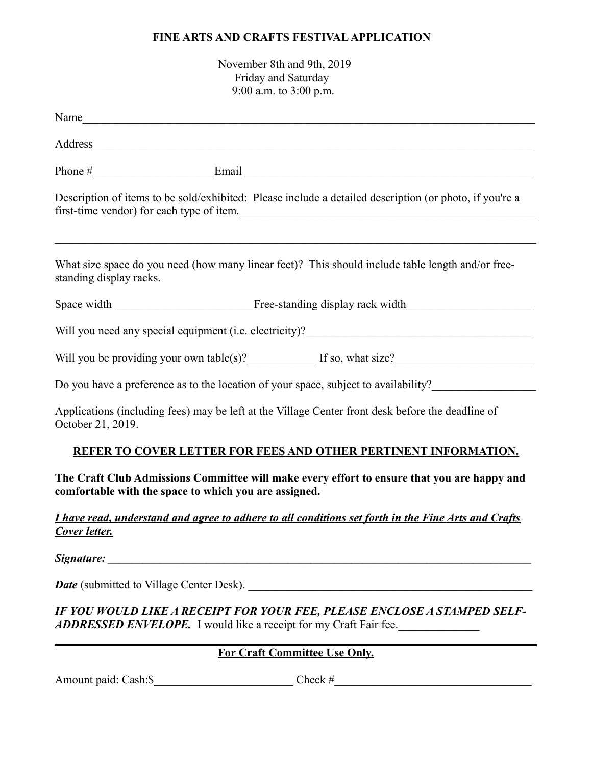# FINE ARTS AND CRAFTS FESTIVAL APPLICATION

November 8th and 9th, 2019
Friday and Saturday
9:00 a.m. to 3:00 p.m.

Name_______________________________________________________________________________

Address_____________________________________________________________________________

Phone #_____________________Email_______________________________________________

Description of items to be sold/exhibited: Please include a detailed description (or photo, if you're a first-time vendor) for each type of item._____________________________________________________

_____________________________________________________________________________________

What size space do you need (how many linear feet)? This should include table length and/or free-standing display racks.

Space width ________________________Free-standing display rack width______________________

Will you need any special equipment (i.e. electricity)?_______________________________________

Will you be providing your own table(s)?____________ If so, what size?________________________

Do you have a preference as to the location of your space, subject to availability?__________________

Applications (including fees) may be left at the Village Center front desk before the deadline of October 21, 2019.

**REFER TO COVER LETTER FOR FEES AND OTHER PERTINENT INFORMATION.**

**The Craft Club Admissions Committee will make every effort to ensure that you are happy and comfortable with the space to which you are assigned.**

***I have read, understand and agree to adhere to all conditions set forth in the Fine Arts and Crafts Cover letter.***

***Signature:*** ______________________________________________________________________

***Date*** (submitted to Village Center Desk). ____________________________________________________

***IF YOU WOULD LIKE A RECEIPT FOR YOUR FEE, PLEASE ENCLOSE A STAMPED SELF-ADDRESSED ENVELOPE.*** I would like a receipt for my Craft Fair fee.______________

---

**For Craft Committee Use Only.**

Amount paid: Cash:$________________________ Check #__________________________________